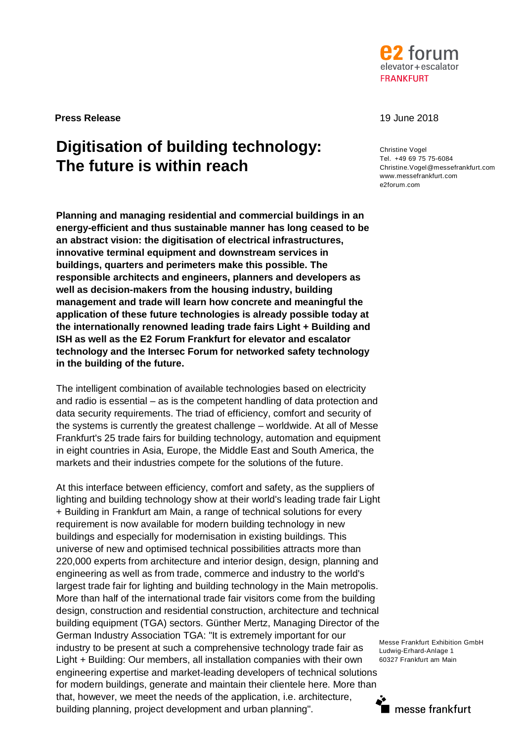e2 forum
elevator + escalator
FRANKFURT

**Press Release**

19 June 2018

# Digitisation of building technology: The future is within reach

Christine Vogel
Tel. +49 69 75 75-6084
Christine.Vogel@messefrankfurt.com
www.messefrankfurt.com
e2forum.com

**Planning and managing residential and commercial buildings in an energy-efficient and thus sustainable manner has long ceased to be an abstract vision: the digitisation of electrical infrastructures, innovative terminal equipment and downstream services in buildings, quarters and perimeters make this possible. The responsible architects and engineers, planners and developers as well as decision-makers from the housing industry, building management and trade will learn how concrete and meaningful the application of these future technologies is already possible today at the internationally renowned leading trade fairs Light + Building and ISH as well as the E2 Forum Frankfurt for elevator and escalator technology and the Intersec Forum for networked safety technology in the building of the future.**

The intelligent combination of available technologies based on electricity and radio is essential – as is the competent handling of data protection and data security requirements. The triad of efficiency, comfort and security of the systems is currently the greatest challenge – worldwide. At all of Messe Frankfurt's 25 trade fairs for building technology, automation and equipment in eight countries in Asia, Europe, the Middle East and South America, the markets and their industries compete for the solutions of the future.

At this interface between efficiency, comfort and safety, as the suppliers of lighting and building technology show at their world's leading trade fair Light + Building in Frankfurt am Main, a range of technical solutions for every requirement is now available for modern building technology in new buildings and especially for modernisation in existing buildings. This universe of new and optimised technical possibilities attracts more than 220,000 experts from architecture and interior design, design, planning and engineering as well as from trade, commerce and industry to the world's largest trade fair for lighting and building technology in the Main metropolis. More than half of the international trade fair visitors come from the building design, construction and residential construction, architecture and technical building equipment (TGA) sectors. Günther Mertz, Managing Director of the German Industry Association TGA: "It is extremely important for our industry to be present at such a comprehensive technology trade fair as Light + Building: Our members, all installation companies with their own engineering expertise and market-leading developers of technical solutions for modern buildings, generate and maintain their clientele here. More than that, however, we meet the needs of the application, i.e. architecture, building planning, project development and urban planning".

Messe Frankfurt Exhibition GmbH
Ludwig-Erhard-Anlage 1
60327 Frankfurt am Main

messe frankfurt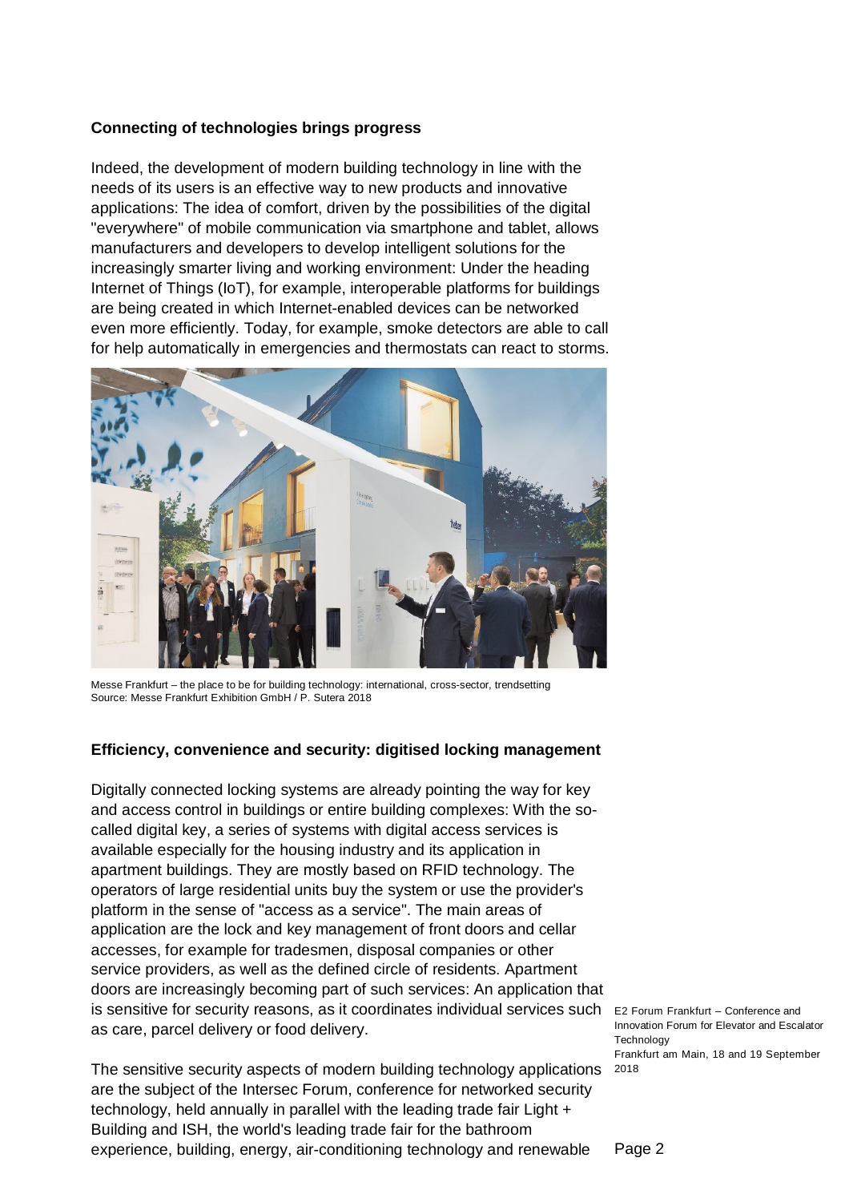## Connecting of technologies brings progress

Indeed, the development of modern building technology in line with the needs of its users is an effective way to new products and innovative applications: The idea of comfort, driven by the possibilities of the digital "everywhere" of mobile communication via smartphone and tablet, allows manufacturers and developers to develop intelligent solutions for the increasingly smarter living and working environment: Under the heading Internet of Things (IoT), for example, interoperable platforms for buildings are being created in which Internet-enabled devices can be networked even more efficiently. Today, for example, smoke detectors are able to call for help automatically in emergencies and thermostats can react to storms.

Messe Frankfurt – the place to be for building technology: international, cross-sector, trendsetting
Source: Messe Frankfurt Exhibition GmbH / P. Sutera 2018

## Efficiency, convenience and security: digitised locking management

Digitally connected locking systems are already pointing the way for key and access control in buildings or entire building complexes: With the so-called digital key, a series of systems with digital access services is available especially for the housing industry and its application in apartment buildings. They are mostly based on RFID technology. The operators of large residential units buy the system or use the provider's platform in the sense of "access as a service". The main areas of application are the lock and key management of front doors and cellar accesses, for example for tradesmen, disposal companies or other service providers, as well as the defined circle of residents. Apartment doors are increasingly becoming part of such services: An application that is sensitive for security reasons, as it coordinates individual services such as care, parcel delivery or food delivery.

The sensitive security aspects of modern building technology applications are the subject of the Intersec Forum, conference for networked security technology, held annually in parallel with the leading trade fair Light + Building and ISH, the world's leading trade fair for the bathroom experience, building, energy, air-conditioning technology and renewable

E2 Forum Frankfurt – Conference and Innovation Forum for Elevator and Escalator Technology
Frankfurt am Main, 18 and 19 September 2018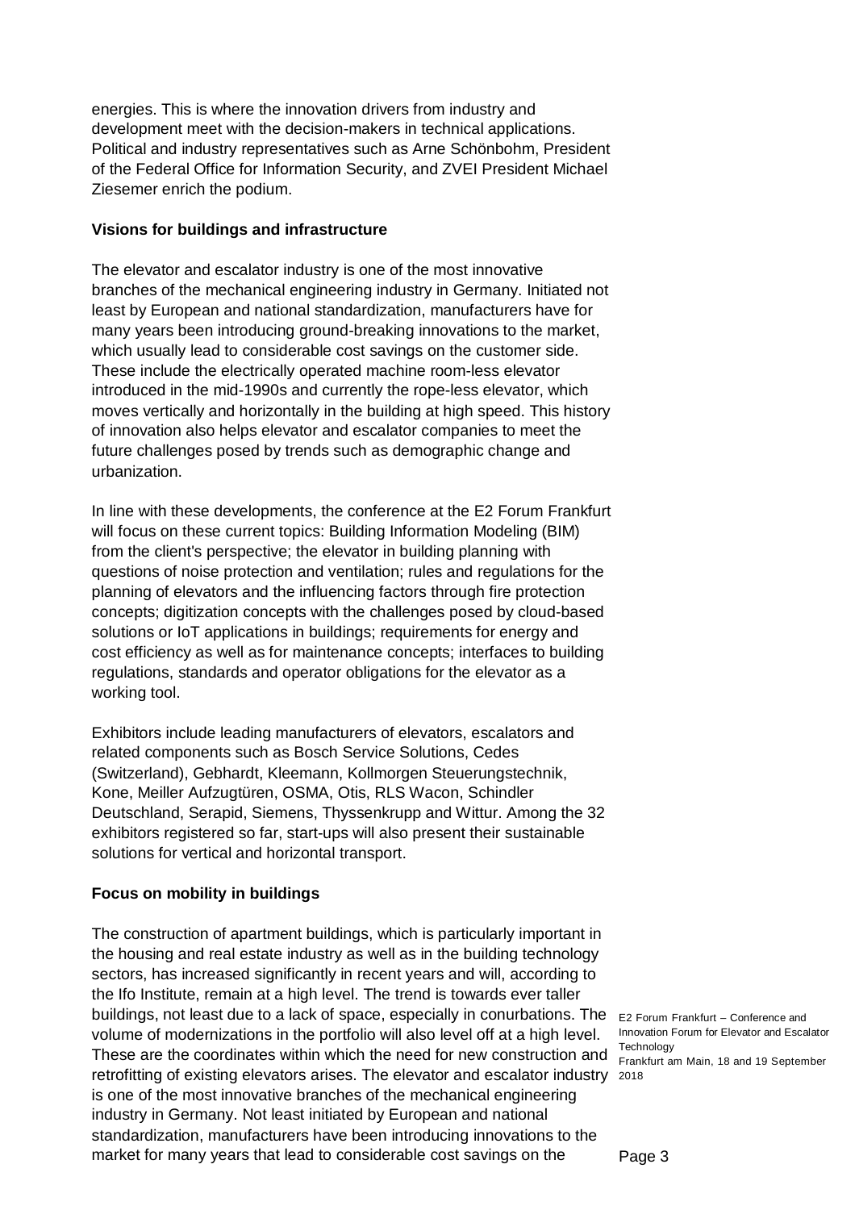energies. This is where the innovation drivers from industry and development meet with the decision-makers in technical applications. Political and industry representatives such as Arne Schönbohm, President of the Federal Office for Information Security, and ZVEI President Michael Ziesemer enrich the podium.

**Visions for buildings and infrastructure**

The elevator and escalator industry is one of the most innovative branches of the mechanical engineering industry in Germany. Initiated not least by European and national standardization, manufacturers have for many years been introducing ground-breaking innovations to the market, which usually lead to considerable cost savings on the customer side. These include the electrically operated machine room-less elevator introduced in the mid-1990s and currently the rope-less elevator, which moves vertically and horizontally in the building at high speed. This history of innovation also helps elevator and escalator companies to meet the future challenges posed by trends such as demographic change and urbanization.

In line with these developments, the conference at the E2 Forum Frankfurt will focus on these current topics: Building Information Modeling (BIM) from the client's perspective; the elevator in building planning with questions of noise protection and ventilation; rules and regulations for the planning of elevators and the influencing factors through fire protection concepts; digitization concepts with the challenges posed by cloud-based solutions or IoT applications in buildings; requirements for energy and cost efficiency as well as for maintenance concepts; interfaces to building regulations, standards and operator obligations for the elevator as a working tool.

Exhibitors include leading manufacturers of elevators, escalators and related components such as Bosch Service Solutions, Cedes (Switzerland), Gebhardt, Kleemann, Kollmorgen Steuerungstechnik, Kone, Meiller Aufzugtüren, OSMA, Otis, RLS Wacon, Schindler Deutschland, Serapid, Siemens, Thyssenkrupp and Wittur. Among the 32 exhibitors registered so far, start-ups will also present their sustainable solutions for vertical and horizontal transport.

**Focus on mobility in buildings**

The construction of apartment buildings, which is particularly important in the housing and real estate industry as well as in the building technology sectors, has increased significantly in recent years and will, according to the Ifo Institute, remain at a high level. The trend is towards ever taller buildings, not least due to a lack of space, especially in conurbations. The volume of modernizations in the portfolio will also level off at a high level. These are the coordinates within which the need for new construction and retrofitting of existing elevators arises. The elevator and escalator industry is one of the most innovative branches of the mechanical engineering industry in Germany. Not least initiated by European and national standardization, manufacturers have been introducing innovations to the market for many years that lead to considerable cost savings on the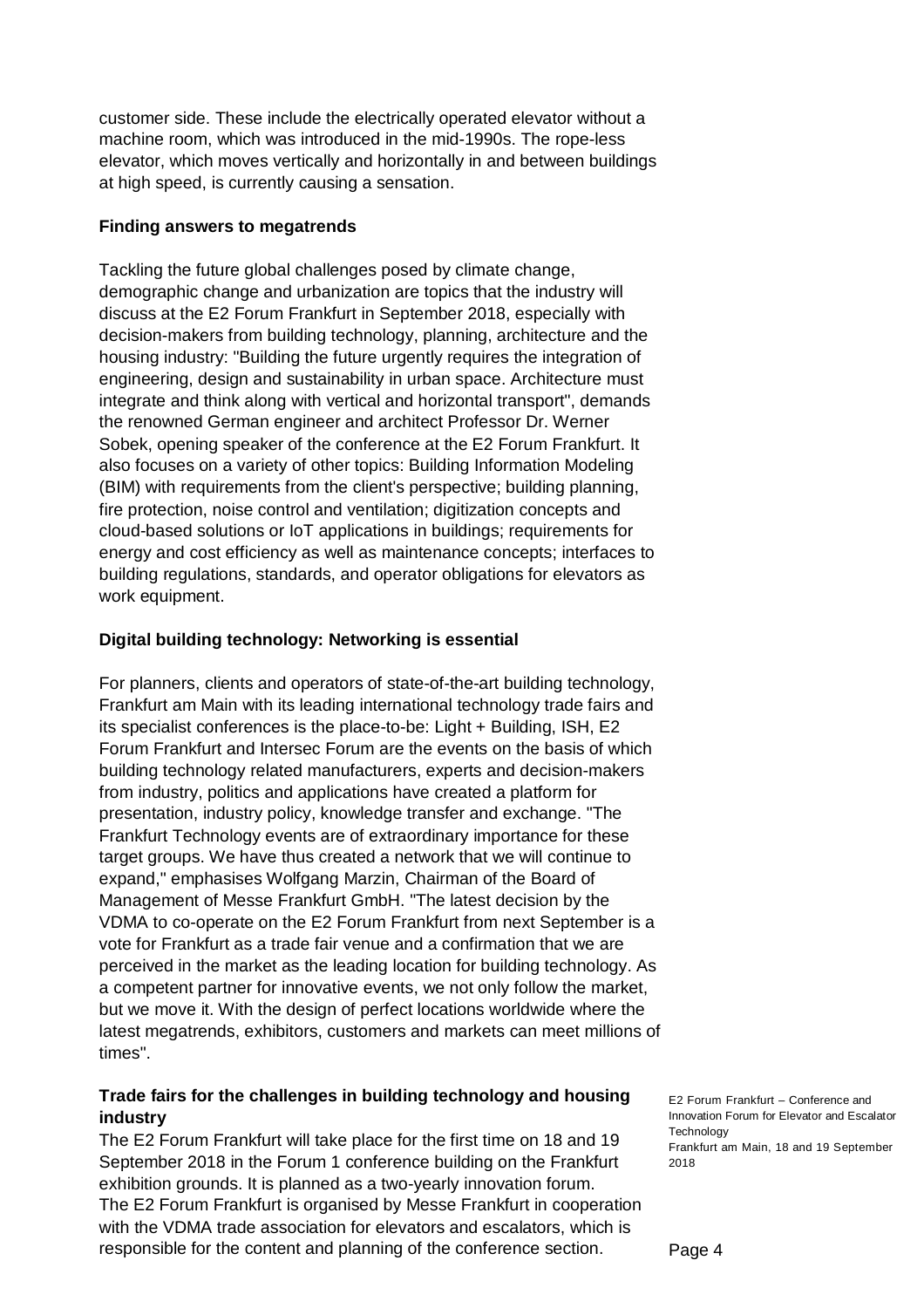customer side. These include the electrically operated elevator without a machine room, which was introduced in the mid-1990s. The rope-less elevator, which moves vertically and horizontally in and between buildings at high speed, is currently causing a sensation.

**Finding answers to megatrends**

Tackling the future global challenges posed by climate change, demographic change and urbanization are topics that the industry will discuss at the E2 Forum Frankfurt in September 2018, especially with decision-makers from building technology, planning, architecture and the housing industry: "Building the future urgently requires the integration of engineering, design and sustainability in urban space. Architecture must integrate and think along with vertical and horizontal transport", demands the renowned German engineer and architect Professor Dr. Werner Sobek, opening speaker of the conference at the E2 Forum Frankfurt. It also focuses on a variety of other topics: Building Information Modeling (BIM) with requirements from the client's perspective; building planning, fire protection, noise control and ventilation; digitization concepts and cloud-based solutions or IoT applications in buildings; requirements for energy and cost efficiency as well as maintenance concepts; interfaces to building regulations, standards, and operator obligations for elevators as work equipment.

**Digital building technology: Networking is essential**

For planners, clients and operators of state-of-the-art building technology, Frankfurt am Main with its leading international technology trade fairs and its specialist conferences is the place-to-be: Light + Building, ISH, E2 Forum Frankfurt and Intersec Forum are the events on the basis of which building technology related manufacturers, experts and decision-makers from industry, politics and applications have created a platform for presentation, industry policy, knowledge transfer and exchange. "The Frankfurt Technology events are of extraordinary importance for these target groups. We have thus created a network that we will continue to expand," emphasises Wolfgang Marzin, Chairman of the Board of Management of Messe Frankfurt GmbH. "The latest decision by the VDMA to co-operate on the E2 Forum Frankfurt from next September is a vote for Frankfurt as a trade fair venue and a confirmation that we are perceived in the market as the leading location for building technology. As a competent partner for innovative events, we not only follow the market, but we move it. With the design of perfect locations worldwide where the latest megatrends, exhibitors, customers and markets can meet millions of times".

**Trade fairs for the challenges in building technology and housing industry**

The E2 Forum Frankfurt will take place for the first time on 18 and 19 September 2018 in the Forum 1 conference building on the Frankfurt exhibition grounds. It is planned as a two-yearly innovation forum. The E2 Forum Frankfurt is organised by Messe Frankfurt in cooperation with the VDMA trade association for elevators and escalators, which is responsible for the content and planning of the conference section.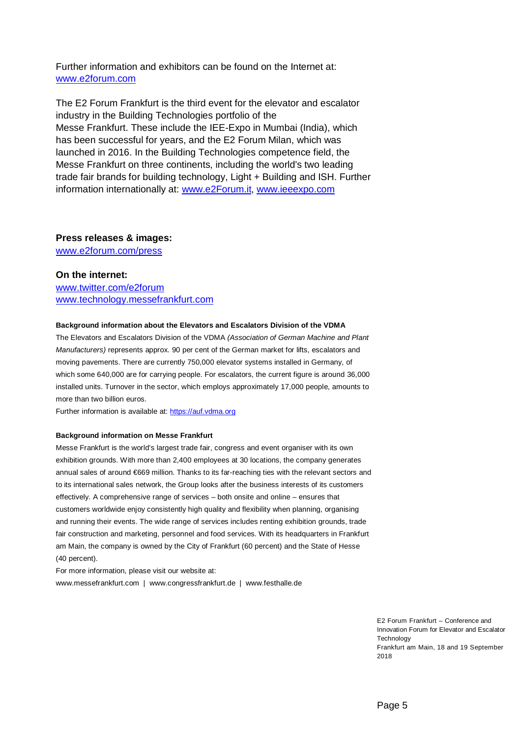Further information and exhibitors can be found on the Internet at: www.e2forum.com

The E2 Forum Frankfurt is the third event for the elevator and escalator industry in the Building Technologies portfolio of the Messe Frankfurt. These include the IEE-Expo in Mumbai (India), which has been successful for years, and the E2 Forum Milan, which was launched in 2016. In the Building Technologies competence field, the Messe Frankfurt on three continents, including the world's two leading trade fair brands for building technology, Light + Building and ISH. Further information internationally at: www.e2Forum.it, www.ieeexpo.com

**Press releases & images:**
www.e2forum.com/press

**On the internet:**
www.twitter.com/e2forum
www.technology.messefrankfurt.com

**Background information about the Elevators and Escalators Division of the VDMA**

The Elevators and Escalators Division of the VDMA *(Association of German Machine and Plant Manufacturers)* represents approx. 90 per cent of the German market for lifts, escalators and moving pavements. There are currently 750,000 elevator systems installed in Germany, of which some 640,000 are for carrying people. For escalators, the current figure is around 36,000 installed units. Turnover in the sector, which employs approximately 17,000 people, amounts to more than two billion euros.

Further information is available at: https://auf.vdma.org

**Background information on Messe Frankfurt**

Messe Frankfurt is the world's largest trade fair, congress and event organiser with its own exhibition grounds. With more than 2,400 employees at 30 locations, the company generates annual sales of around €669 million. Thanks to its far-reaching ties with the relevant sectors and to its international sales network, the Group looks after the business interests of its customers effectively. A comprehensive range of services – both onsite and online – ensures that customers worldwide enjoy consistently high quality and flexibility when planning, organising and running their events. The wide range of services includes renting exhibition grounds, trade fair construction and marketing, personnel and food services. With its headquarters in Frankfurt am Main, the company is owned by the City of Frankfurt (60 percent) and the State of Hesse (40 percent).

For more information, please visit our website at:
www.messefrankfurt.com | www.congressfrankfurt.de | www.festhalle.de

E2 Forum Frankfurt – Conference and Innovation Forum for Elevator and Escalator Technology
Frankfurt am Main, 18 and 19 September 2018